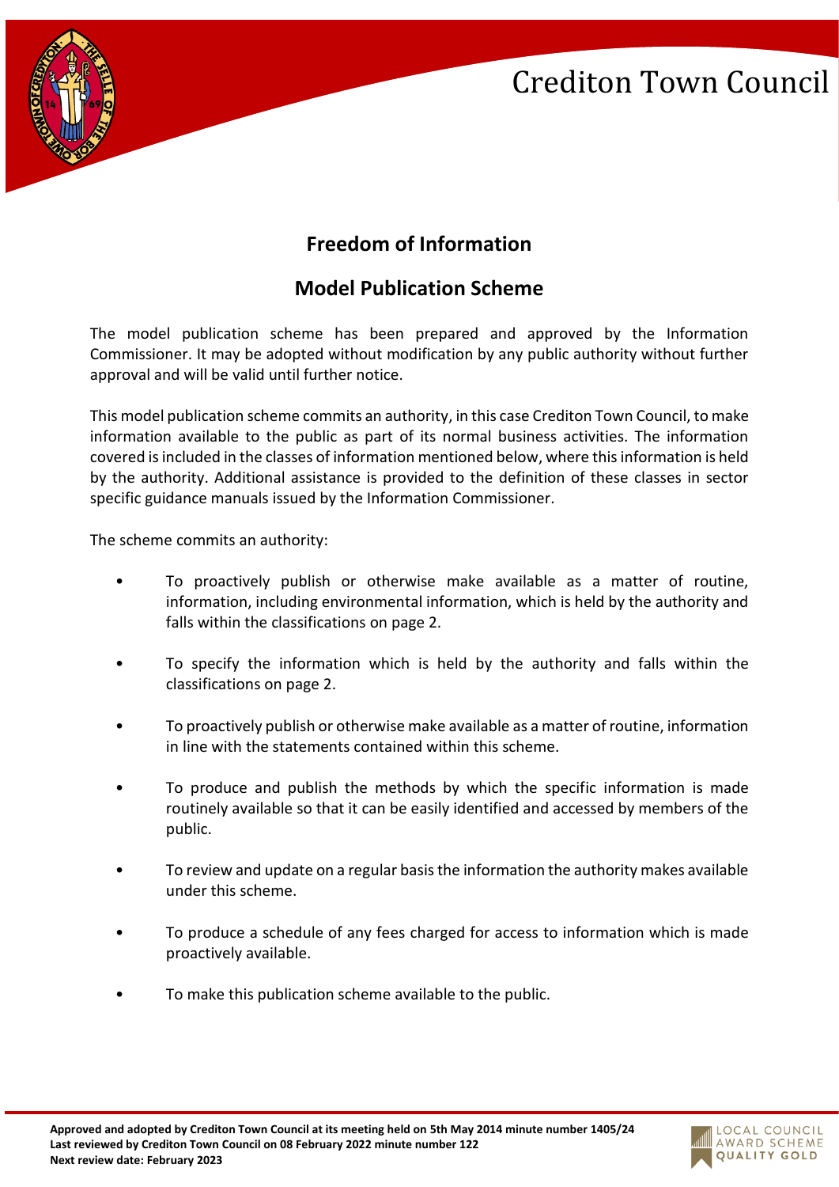Crediton Town Council

# Freedom of Information

## Model Publication Scheme

The model publication scheme has been prepared and approved by the Information Commissioner. It may be adopted without modification by any public authority without further approval and will be valid until further notice.

This model publication scheme commits an authority, in this case Crediton Town Council, to make information available to the public as part of its normal business activities. The information covered is included in the classes of information mentioned below, where this information is held by the authority. Additional assistance is provided to the definition of these classes in sector specific guidance manuals issued by the Information Commissioner.

The scheme commits an authority:

- To proactively publish or otherwise make available as a matter of routine, information, including environmental information, which is held by the authority and falls within the classifications on page 2.
- To specify the information which is held by the authority and falls within the classifications on page 2.
- To proactively publish or otherwise make available as a matter of routine, information in line with the statements contained within this scheme.
- To produce and publish the methods by which the specific information is made routinely available so that it can be easily identified and accessed by members of the public.
- To review and update on a regular basis the information the authority makes available under this scheme.
- To produce a schedule of any fees charged for access to information which is made proactively available.
- To make this publication scheme available to the public.

**Approved and adopted by Crediton Town Council at its meeting held on 5th May 2014 minute number 1405/24**
**Last reviewed by Crediton Town Council on 08 February 2022 minute number 122**
**Next review date: February 2023**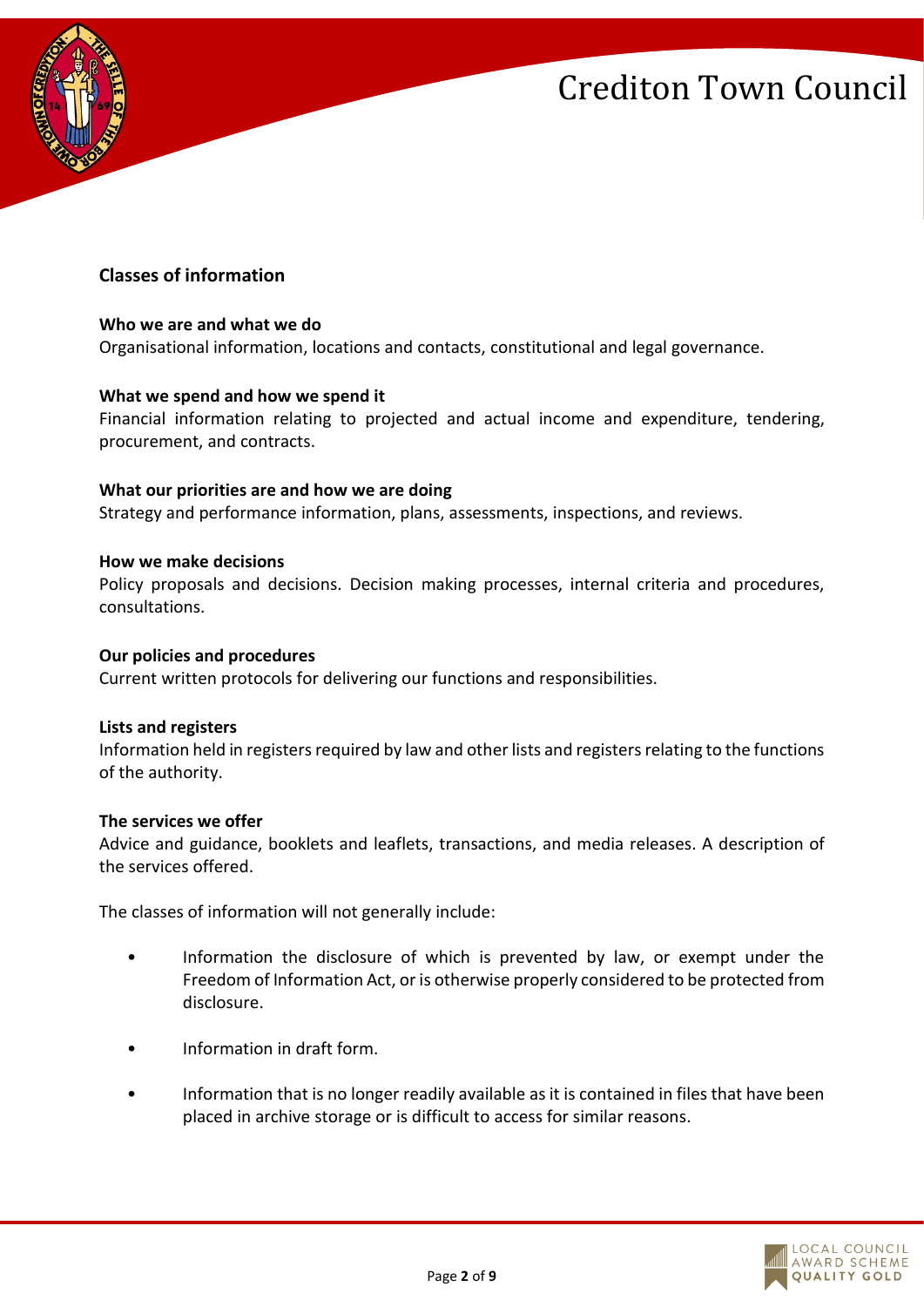## Classes of information

**Who we are and what we do**
Organisational information, locations and contacts, constitutional and legal governance.

**What we spend and how we spend it**
Financial information relating to projected and actual income and expenditure, tendering, procurement, and contracts.

**What our priorities are and how we are doing**
Strategy and performance information, plans, assessments, inspections, and reviews.

**How we make decisions**
Policy proposals and decisions. Decision making processes, internal criteria and procedures, consultations.

**Our policies and procedures**
Current written protocols for delivering our functions and responsibilities.

**Lists and registers**
Information held in registers required by law and other lists and registers relating to the functions of the authority.

**The services we offer**
Advice and guidance, booklets and leaflets, transactions, and media releases. A description of the services offered.

The classes of information will not generally include:

- Information the disclosure of which is prevented by law, or exempt under the Freedom of Information Act, or is otherwise properly considered to be protected from disclosure.
- Information in draft form.
- Information that is no longer readily available as it is contained in files that have been placed in archive storage or is difficult to access for similar reasons.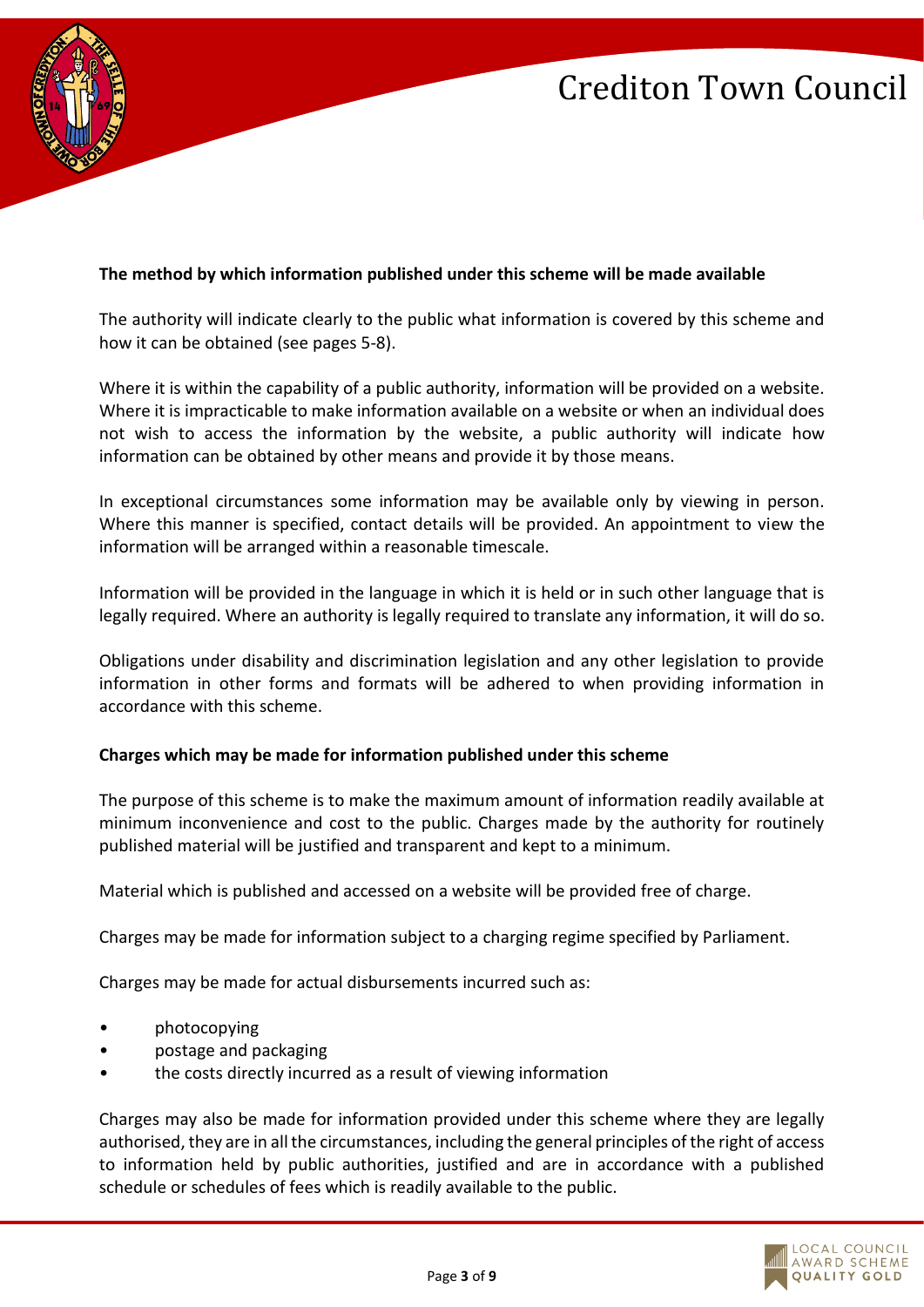**The method by which information published under this scheme will be made available**

The authority will indicate clearly to the public what information is covered by this scheme and how it can be obtained (see pages 5-8).

Where it is within the capability of a public authority, information will be provided on a website. Where it is impracticable to make information available on a website or when an individual does not wish to access the information by the website, a public authority will indicate how information can be obtained by other means and provide it by those means.

In exceptional circumstances some information may be available only by viewing in person. Where this manner is specified, contact details will be provided. An appointment to view the information will be arranged within a reasonable timescale.

Information will be provided in the language in which it is held or in such other language that is legally required. Where an authority is legally required to translate any information, it will do so.

Obligations under disability and discrimination legislation and any other legislation to provide information in other forms and formats will be adhered to when providing information in accordance with this scheme.

**Charges which may be made for information published under this scheme**

The purpose of this scheme is to make the maximum amount of information readily available at minimum inconvenience and cost to the public. Charges made by the authority for routinely published material will be justified and transparent and kept to a minimum.

Material which is published and accessed on a website will be provided free of charge.

Charges may be made for information subject to a charging regime specified by Parliament.

Charges may be made for actual disbursements incurred such as:

- photocopying
- postage and packaging
- the costs directly incurred as a result of viewing information

Charges may also be made for information provided under this scheme where they are legally authorised, they are in all the circumstances, including the general principles of the right of access to information held by public authorities, justified and are in accordance with a published schedule or schedules of fees which is readily available to the public.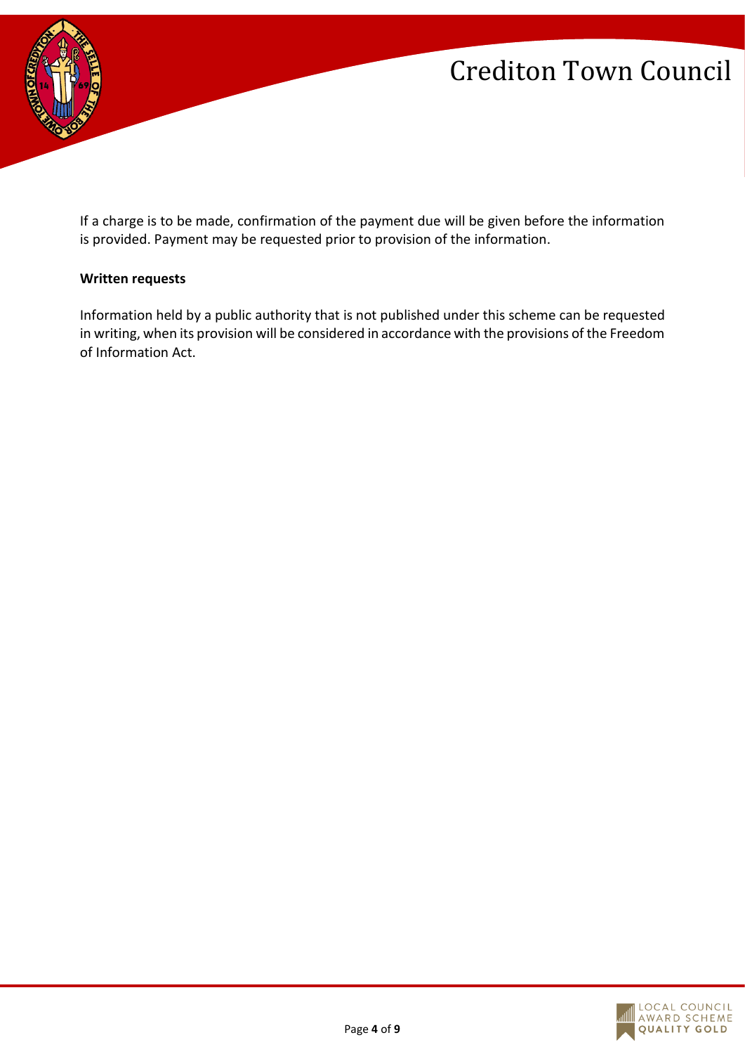If a charge is to be made, confirmation of the payment due will be given before the information is provided. Payment may be requested prior to provision of the information.

**Written requests**

Information held by a public authority that is not published under this scheme can be requested in writing, when its provision will be considered in accordance with the provisions of the Freedom of Information Act.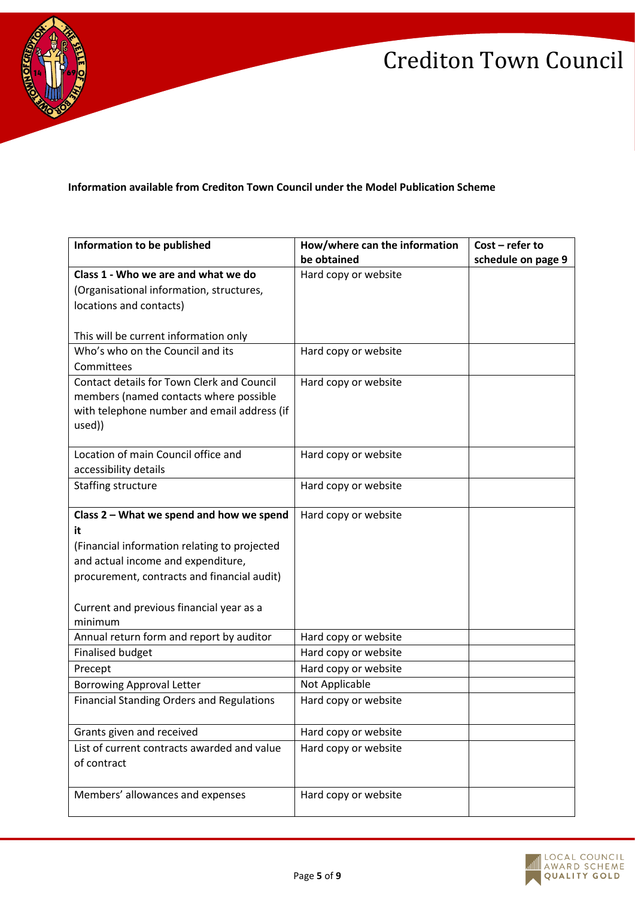**Information available from Crediton Town Council under the Model Publication Scheme**

| Information to be published | How/where can the information be obtained | Cost – refer to schedule on page 9 |
|---|---|---|
| **Class 1 - Who we are and what we do**<br>(Organisational information, structures, locations and contacts)<br><br>This will be current information only | Hard copy or website | |
| Who's who on the Council and its Committees | Hard copy or website | |
| Contact details for Town Clerk and Council members (named contacts where possible with telephone number and email address (if used)) | Hard copy or website | |
| Location of main Council office and accessibility details | Hard copy or website | |
| Staffing structure | Hard copy or website | |
| **Class 2 – What we spend and how we spend it**<br>(Financial information relating to projected and actual income and expenditure, procurement, contracts and financial audit)<br><br>Current and previous financial year as a minimum | Hard copy or website | |
| Annual return form and report by auditor | Hard copy or website | |
| Finalised budget | Hard copy or website | |
| Precept | Hard copy or website | |
| Borrowing Approval Letter | Not Applicable | |
| Financial Standing Orders and Regulations | Hard copy or website | |
| Grants given and received | Hard copy or website | |
| List of current contracts awarded and value of contract | Hard copy or website | |
| Members' allowances and expenses | Hard copy or website | |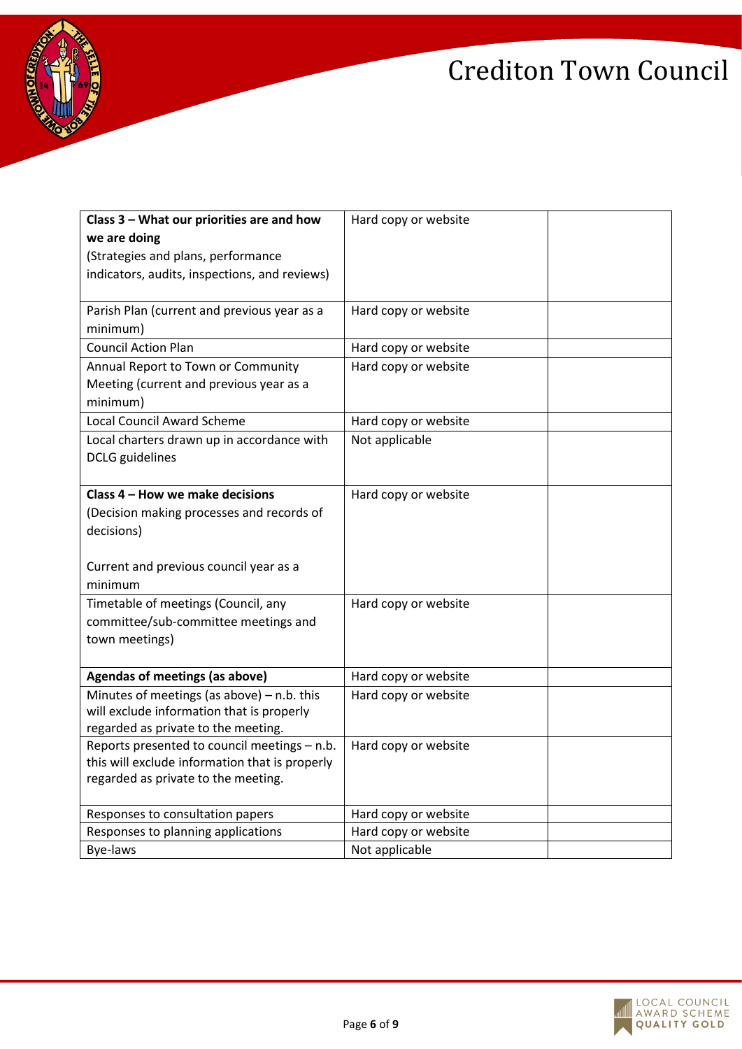| **Class 3 – What our priorities are and how we are doing** (Strategies and plans, performance indicators, audits, inspections, and reviews) | Hard copy or website | |
|---|---|---|
| Parish Plan (current and previous year as a minimum) | Hard copy or website | |
| Council Action Plan | Hard copy or website | |
| Annual Report to Town or Community Meeting (current and previous year as a minimum) | Hard copy or website | |
| Local Council Award Scheme | Hard copy or website | |
| Local charters drawn up in accordance with DCLG guidelines | Not applicable | |
| **Class 4 – How we make decisions** (Decision making processes and records of decisions)<br><br>Current and previous council year as a minimum | Hard copy or website | |
| Timetable of meetings (Council, any committee/sub-committee meetings and town meetings) | Hard copy or website | |
| **Agendas of meetings (as above)** | Hard copy or website | |
| Minutes of meetings (as above) – n.b. this will exclude information that is properly regarded as private to the meeting. | Hard copy or website | |
| Reports presented to council meetings – n.b. this will exclude information that is properly regarded as private to the meeting. | Hard copy or website | |
| Responses to consultation papers | Hard copy or website | |
| Responses to planning applications | Hard copy or website | |
| Bye-laws | Not applicable | |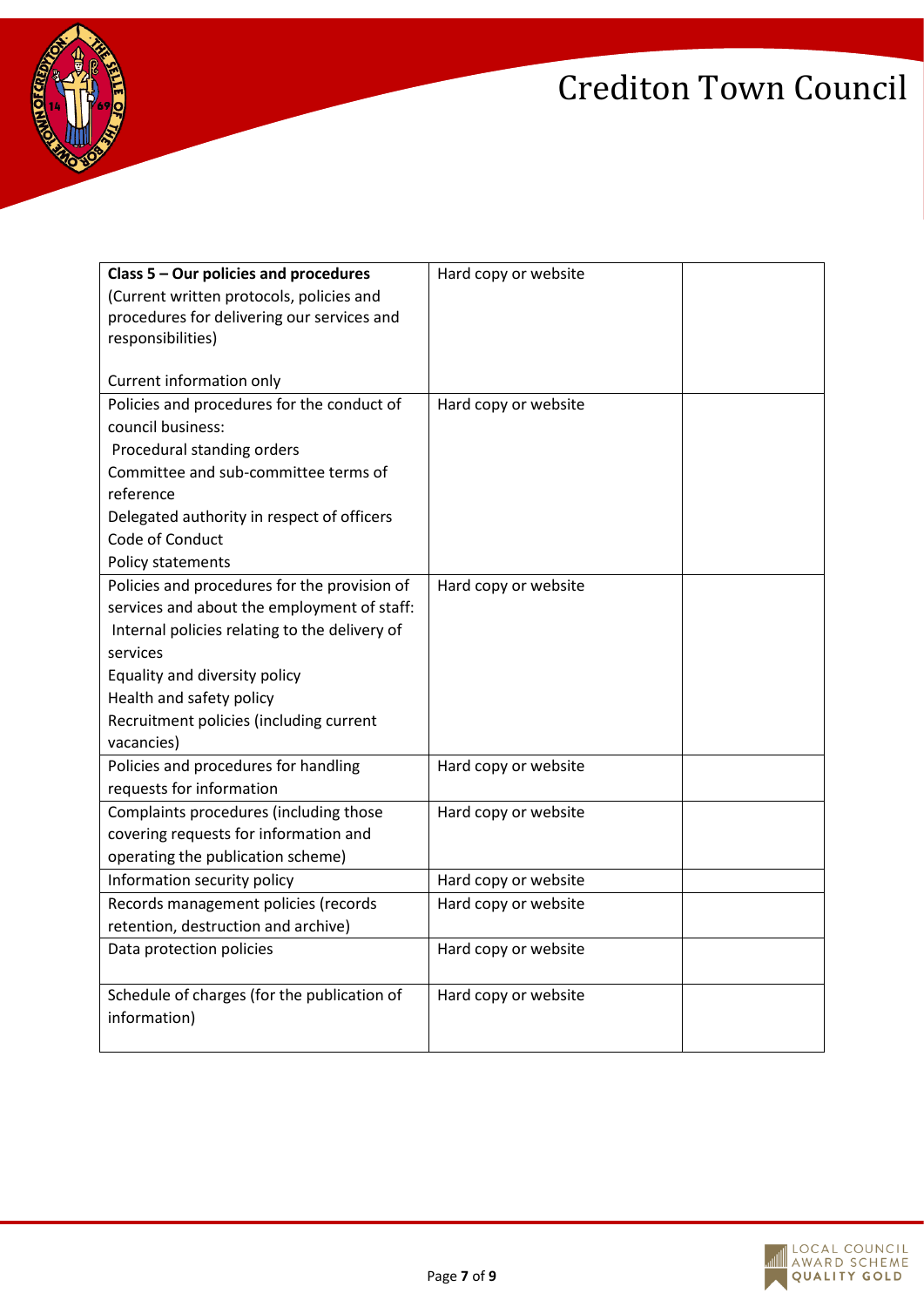| **Class 5 – Our policies and procedures**<br>(Current written protocols, policies and procedures for delivering our services and responsibilities)<br><br>Current information only | Hard copy or website | |
|---|---|---|
| Policies and procedures for the conduct of council business:<br>Procedural standing orders<br>Committee and sub-committee terms of reference<br>Delegated authority in respect of officers<br>Code of Conduct<br>Policy statements | Hard copy or website | |
| Policies and procedures for the provision of services and about the employment of staff:<br>Internal policies relating to the delivery of services<br>Equality and diversity policy<br>Health and safety policy<br>Recruitment policies (including current vacancies) | Hard copy or website | |
| Policies and procedures for handling requests for information | Hard copy or website | |
| Complaints procedures (including those covering requests for information and operating the publication scheme) | Hard copy or website | |
| Information security policy | Hard copy or website | |
| Records management policies (records retention, destruction and archive) | Hard copy or website | |
| Data protection policies | Hard copy or website | |
| Schedule of charges (for the publication of information) | Hard copy or website | |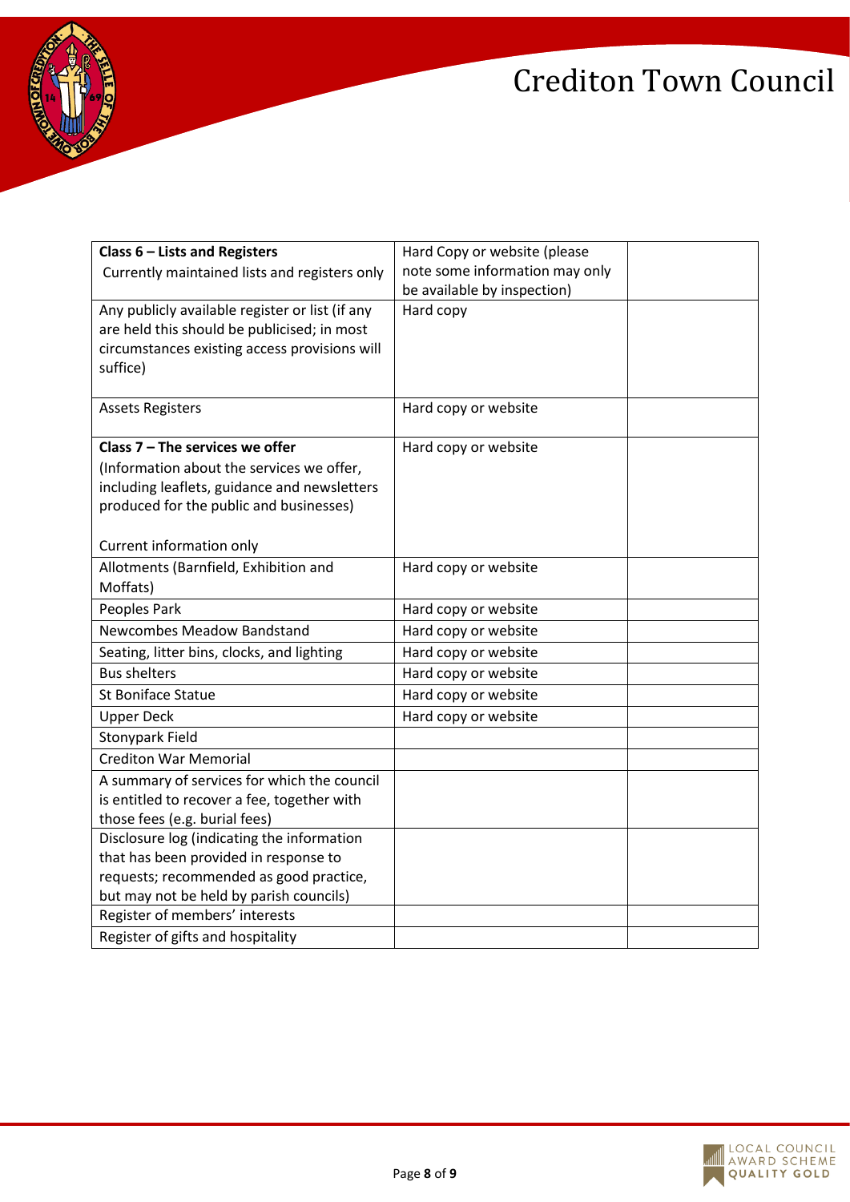| **Class 6 – Lists and Registers**<br>Currently maintained lists and registers only | Hard Copy or website (please note some information may only be available by inspection) | |
|---|---|---|
| Any publicly available register or list (if any are held this should be publicised; in most circumstances existing access provisions will suffice) | Hard copy | |
| Assets Registers | Hard copy or website | |
| **Class 7 – The services we offer**<br>(Information about the services we offer, including leaflets, guidance and newsletters produced for the public and businesses)<br><br>Current information only | Hard copy or website | |
| Allotments (Barnfield, Exhibition and Moffats) | Hard copy or website | |
| Peoples Park | Hard copy or website | |
| Newcombes Meadow Bandstand | Hard copy or website | |
| Seating, litter bins, clocks, and lighting | Hard copy or website | |
| Bus shelters | Hard copy or website | |
| St Boniface Statue | Hard copy or website | |
| Upper Deck | Hard copy or website | |
| Stonypark Field | | |
| Crediton War Memorial | | |
| A summary of services for which the council is entitled to recover a fee, together with those fees (e.g. burial fees) | | |
| Disclosure log (indicating the information that has been provided in response to requests; recommended as good practice, but may not be held by parish councils) | | |
| Register of members' interests | | |
| Register of gifts and hospitality | | |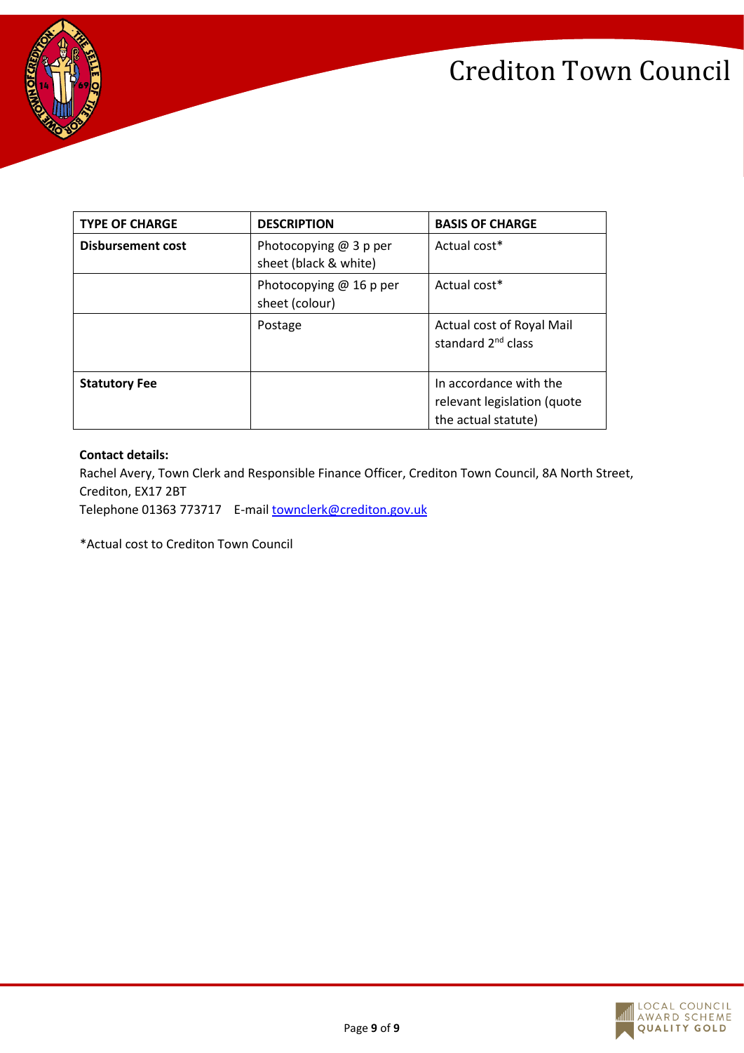| TYPE OF CHARGE | DESCRIPTION | BASIS OF CHARGE |
|---|---|---|
| **Disbursement cost** | Photocopying @ 3 p per sheet (black & white) | Actual cost* |
| | Photocopying @ 16 p per sheet (colour) | Actual cost* |
| | Postage | Actual cost of Royal Mail standard 2nd class |
| **Statutory Fee** | | In accordance with the relevant legislation (quote the actual statute) |

**Contact details:**
Rachel Avery, Town Clerk and Responsible Finance Officer, Crediton Town Council, 8A North Street, Crediton, EX17 2BT
Telephone 01363 773717 E-mail townclerk@crediton.gov.uk

*Actual cost to Crediton Town Council